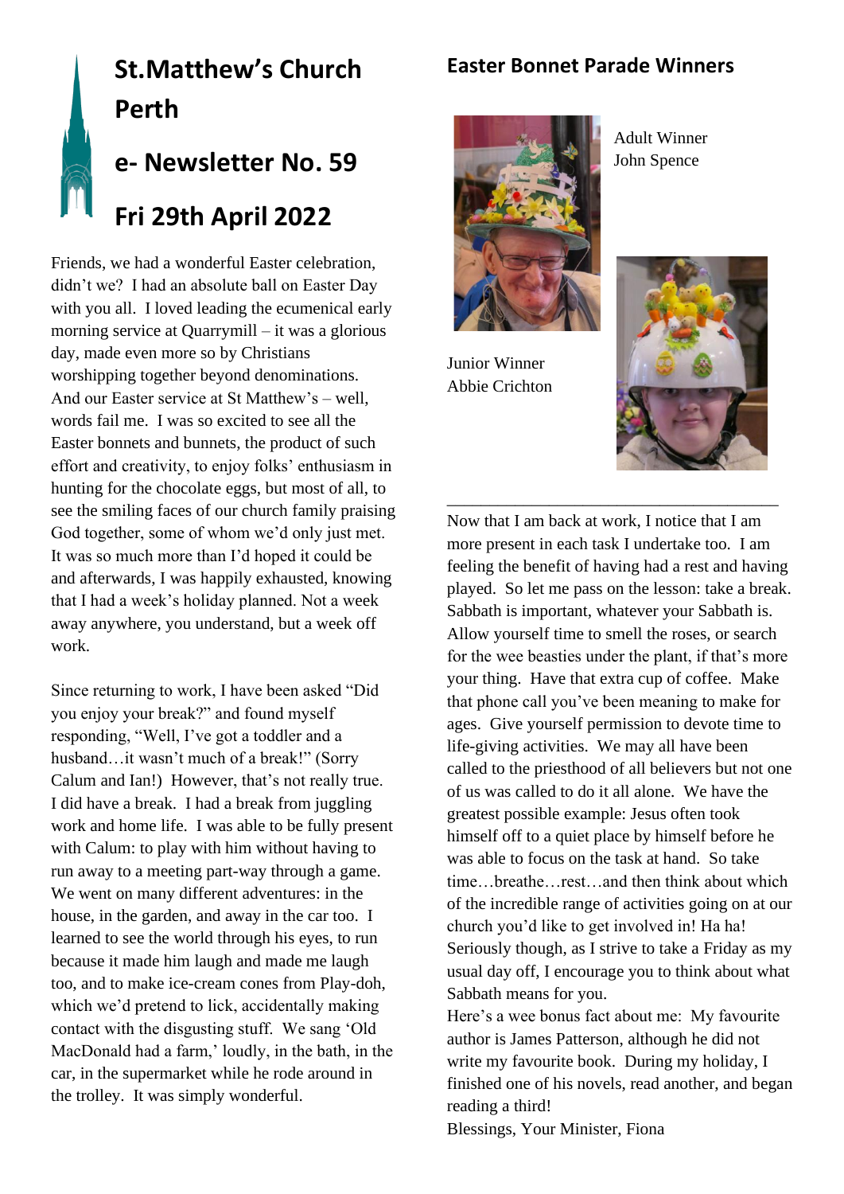# St.Matthew's Church Perth

## e- Newsletter No. 59

## Fri 29th April 2022

Friends, we had a wonderful Easter celebration, didn't we? I had an absolute ball on Easter Day with you all. I loved leading the ecumenical early morning service at Quarrymill – it was a glorious day, made even more so by Christians worshipping together beyond denominations. And our Easter service at St Matthew's – well, words fail me. I was so excited to see all the Easter bonnets and bunnets, the product of such effort and creativity, to enjoy folks' enthusiasm in hunting for the chocolate eggs, but most of all, to see the smiling faces of our church family praising God together, some of whom we'd only just met. It was so much more than I'd hoped it could be and afterwards, I was happily exhausted, knowing that I had a week's holiday planned. Not a week away anywhere, you understand, but a week off work.

Since returning to work, I have been asked "Did you enjoy your break?" and found myself responding, "Well, I've got a toddler and a husband…it wasn't much of a break!" (Sorry Calum and Ian!) However, that's not really true. I did have a break. I had a break from juggling work and home life. I was able to be fully present with Calum: to play with him without having to run away to a meeting part-way through a game. We went on many different adventures: in the house, in the garden, and away in the car too. I learned to see the world through his eyes, to run because it made him laugh and made me laugh too, and to make ice-cream cones from Play-doh, which we'd pretend to lick, accidentally making contact with the disgusting stuff. We sang 'Old MacDonald had a farm,' loudly, in the bath, in the car, in the supermarket while he rode around in the trolley. It was simply wonderful.

## Easter Bonnet Parade Winners

Adult Winner
John Spence

Junior Winner
Abbie Crichton

---

Now that I am back at work, I notice that I am more present in each task I undertake too. I am feeling the benefit of having had a rest and having played. So let me pass on the lesson: take a break. Sabbath is important, whatever your Sabbath is. Allow yourself time to smell the roses, or search for the wee beasties under the plant, if that's more your thing. Have that extra cup of coffee. Make that phone call you've been meaning to make for ages. Give yourself permission to devote time to life-giving activities. We may all have been called to the priesthood of all believers but not one of us was called to do it all alone. We have the greatest possible example: Jesus often took himself off to a quiet place by himself before he was able to focus on the task at hand. So take time…breathe…rest…and then think about which of the incredible range of activities going on at our church you'd like to get involved in! Ha ha! Seriously though, as I strive to take a Friday as my usual day off, I encourage you to think about what Sabbath means for you.

Here's a wee bonus fact about me: My favourite author is James Patterson, although he did not write my favourite book. During my holiday, I finished one of his novels, read another, and began reading a third!

Blessings, Your Minister, Fiona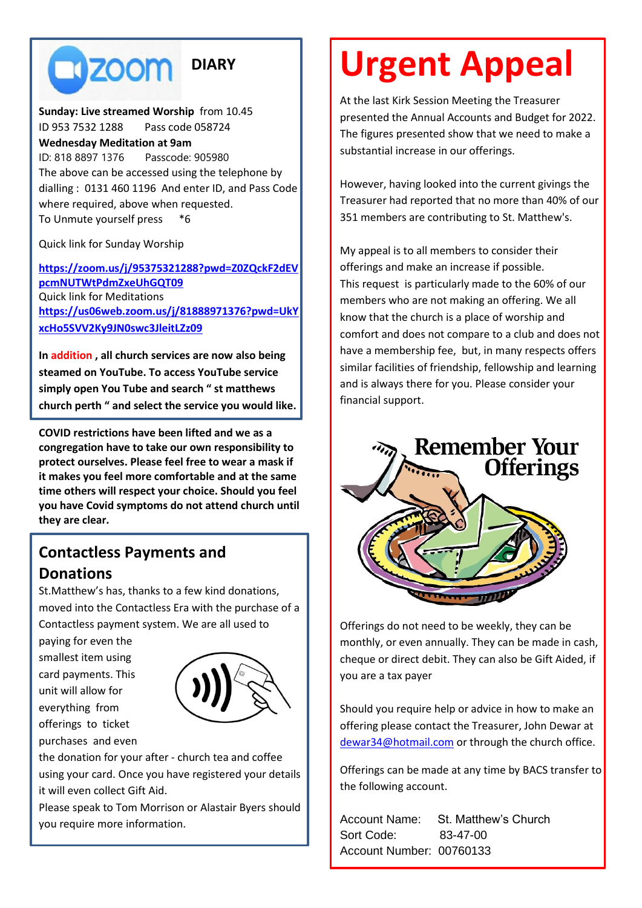## DIARY

**Sunday: Live streamed Worship** from 10.45
ID 953 7532 1288 Pass code 058724
**Wednesday Meditation at 9am**
ID: 818 8897 1376 Passcode: 905980
The above can be accessed using the telephone by dialling : 0131 460 1196 And enter ID, and Pass Code where required, above when requested.
To Unmute yourself press *6

Quick link for Sunday Worship

**https://zoom.us/j/95375321288?pwd=Z0ZQckF2dEVpcmNUTWtPdmZxeUhGQT09**
Quick link for Meditations
**https://us06web.zoom.us/j/81888971376?pwd=UkYxcHo5SVV2Ky9JN0swc3JleitLZz09**

**In addition , all church services are now also being steamed on YouTube. To access YouTube service simply open You Tube and search " st matthews church perth " and select the service you would like.**

**COVID restrictions have been lifted and we as a congregation have to take our own responsibility to protect ourselves. Please feel free to wear a mask if it makes you feel more comfortable and at the same time others will respect your choice. Should you feel you have Covid symptoms do not attend church until they are clear.**

## Contactless Payments and Donations

St.Matthew's has, thanks to a few kind donations, moved into the Contactless Era with the purchase of a Contactless payment system. We are all used to paying for even the smallest item using card payments. This unit will allow for everything from offerings to ticket purchases and even the donation for your after - church tea and coffee using your card. Once you have registered your details it will even collect Gift Aid.
Please speak to Tom Morrison or Alastair Byers should you require more information.

# Urgent Appeal

At the last Kirk Session Meeting the Treasurer presented the Annual Accounts and Budget for 2022. The figures presented show that we need to make a substantial increase in our offerings.

However, having looked into the current givings the Treasurer had reported that no more than 40% of our 351 members are contributing to St. Matthew's.

My appeal is to all members to consider their offerings and make an increase if possible.
This request is particularly made to the 60% of our members who are not making an offering. We all know that the church is a place of worship and comfort and does not compare to a club and does not have a membership fee, but, in many respects offers similar facilities of friendship, fellowship and learning and is always there for you. Please consider your financial support.

Remember Your Offerings

Offerings do not need to be weekly, they can be monthly, or even annually. They can be made in cash, cheque or direct debit. They can also be Gift Aided, if you are a tax payer

Should you require help or advice in how to make an offering please contact the Treasurer, John Dewar at dewar34@hotmail.com or through the church office.

Offerings can be made at any time by BACS transfer to the following account.

Account Name: St. Matthew's Church
Sort Code: 83-47-00
Account Number: 00760133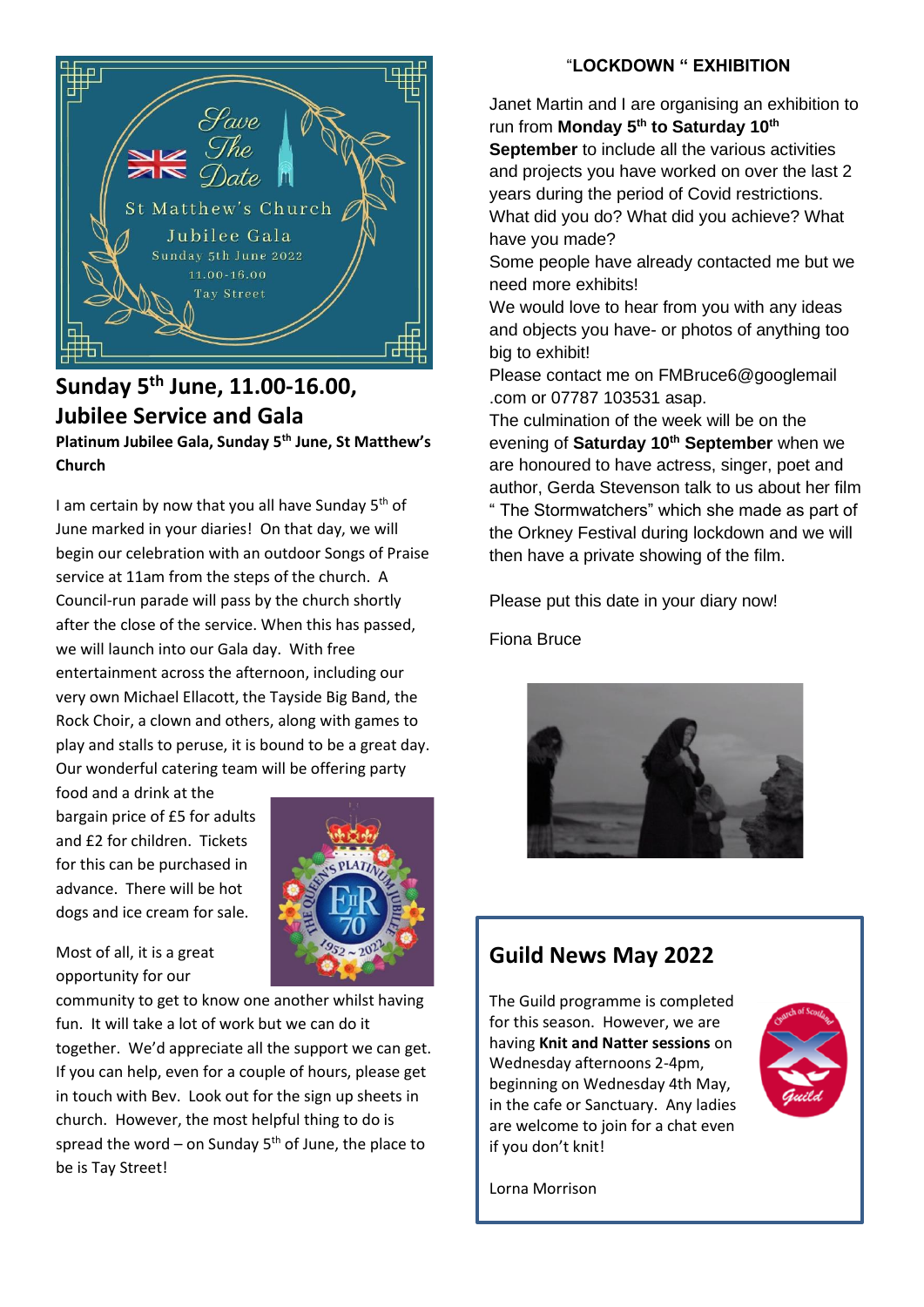Save The Date

St Matthew's Church

Jubilee Gala

Sunday 5th June 2022

11.00-16.00

Tay Street

## Sunday 5th June, 11.00-16.00, Jubilee Service and Gala

**Platinum Jubilee Gala, Sunday 5th June, St Matthew's Church**

I am certain by now that you all have Sunday 5th of June marked in your diaries! On that day, we will begin our celebration with an outdoor Songs of Praise service at 11am from the steps of the church. A Council-run parade will pass by the church shortly after the close of the service. When this has passed, we will launch into our Gala day. With free entertainment across the afternoon, including our very own Michael Ellacott, the Tayside Big Band, the Rock Choir, a clown and others, along with games to play and stalls to peruse, it is bound to be a great day. Our wonderful catering team will be offering party food and a drink at the bargain price of £5 for adults and £2 for children. Tickets for this can be purchased in advance. There will be hot dogs and ice cream for sale.

Most of all, it is a great opportunity for our community to get to know one another whilst having fun. It will take a lot of work but we can do it together. We'd appreciate all the support we can get. If you can help, even for a couple of hours, please get in touch with Bev. Look out for the sign up sheets in church. However, the most helpful thing to do is spread the word – on Sunday 5th of June, the place to be is Tay Street!

### "LOCKDOWN " EXHIBITION

Janet Martin and I are organising an exhibition to run from **Monday 5th to Saturday 10th September** to include all the various activities and projects you have worked on over the last 2 years during the period of Covid restrictions. What did you do? What did you achieve? What have you made?

Some people have already contacted me but we need more exhibits!

We would love to hear from you with any ideas and objects you have- or photos of anything too big to exhibit!

Please contact me on FMBruce6@googlemail .com or 07787 103531 asap.

The culmination of the week will be on the evening of **Saturday 10th September** when we are honoured to have actress, singer, poet and author, Gerda Stevenson talk to us about her film " The Stormwatchers" which she made as part of the Orkney Festival during lockdown and we will then have a private showing of the film.

Please put this date in your diary now!

Fiona Bruce

## Guild News May 2022

The Guild programme is completed for this season. However, we are having **Knit and Natter sessions** on Wednesday afternoons 2-4pm, beginning on Wednesday 4th May, in the cafe or Sanctuary. Any ladies are welcome to join for a chat even if you don't knit!

Lorna Morrison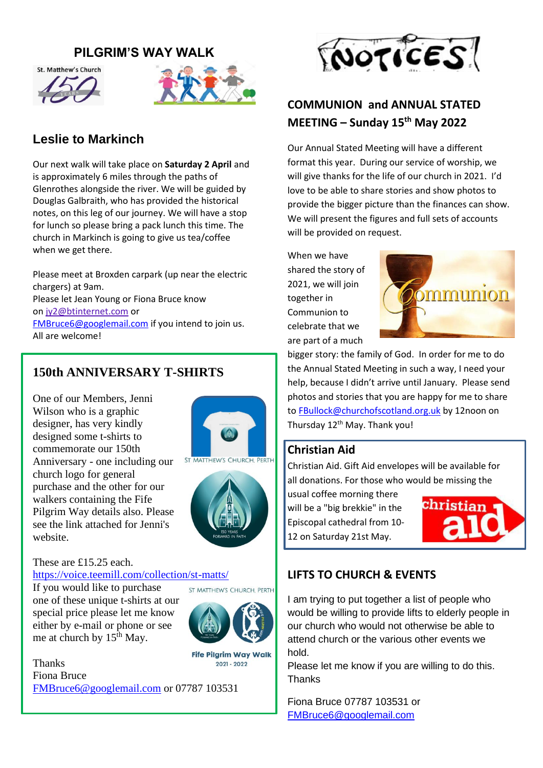# PILGRIM'S WAY WALK

## Leslie to Markinch

Our next walk will take place on **Saturday 2 April** and is approximately 6 miles through the paths of Glenrothes alongside the river. We will be guided by Douglas Galbraith, who has provided the historical notes, on this leg of our journey. We will have a stop for lunch so please bring a pack lunch this time. The church in Markinch is going to give us tea/coffee when we get there.

Please meet at Broxden carpark (up near the electric chargers) at 9am.
Please let Jean Young or Fiona Bruce know on jy2@btinternet.com or FMBruce6@googlemail.com if you intend to join us.
All are welcome!

## 150th ANNIVERSARY T-SHIRTS

One of our Members, Jenni Wilson who is a graphic designer, has very kindly designed some t-shirts to commemorate our 150th Anniversary - one including our church logo for general purchase and the other for our walkers containing the Fife Pilgrim Way details also. Please see the link attached for Jenni's website.

These are £15.25 each.
https://voice.teemill.com/collection/st-matts/
If you would like to purchase one of these unique t-shirts at our special price please let me know either by e-mail or phone or see me at church by 15th May.

Thanks
Fiona Bruce
FMBruce6@googlemail.com or 07787 103531

# NOTICES

## COMMUNION and ANNUAL STATED MEETING – Sunday 15th May 2022

Our Annual Stated Meeting will have a different format this year. During our service of worship, we will give thanks for the life of our church in 2021. I'd love to be able to share stories and show photos to provide the bigger picture than the finances can show. We will present the figures and full sets of accounts will be provided on request.

When we have shared the story of 2021, we will join together in Communion to celebrate that we are part of a much bigger story: the family of God. In order for me to do the Annual Stated Meeting in such a way, I need your help, because I didn't arrive until January. Please send photos and stories that you are happy for me to share to FBullock@churchofscotland.org.uk by 12noon on Thursday 12th May. Thank you!

## Christian Aid

Christian Aid. Gift Aid envelopes will be available for all donations. For those who would be missing the usual coffee morning there will be a "big brekkie" in the Episcopal cathedral from 10-12 on Saturday 21st May.

## LIFTS TO CHURCH & EVENTS

I am trying to put together a list of people who would be willing to provide lifts to elderly people in our church who would not otherwise be able to attend church or the various other events we hold.
Please let me know if you are willing to do this.
Thanks

Fiona Bruce 07787 103531 or
FMBruce6@googlemail.com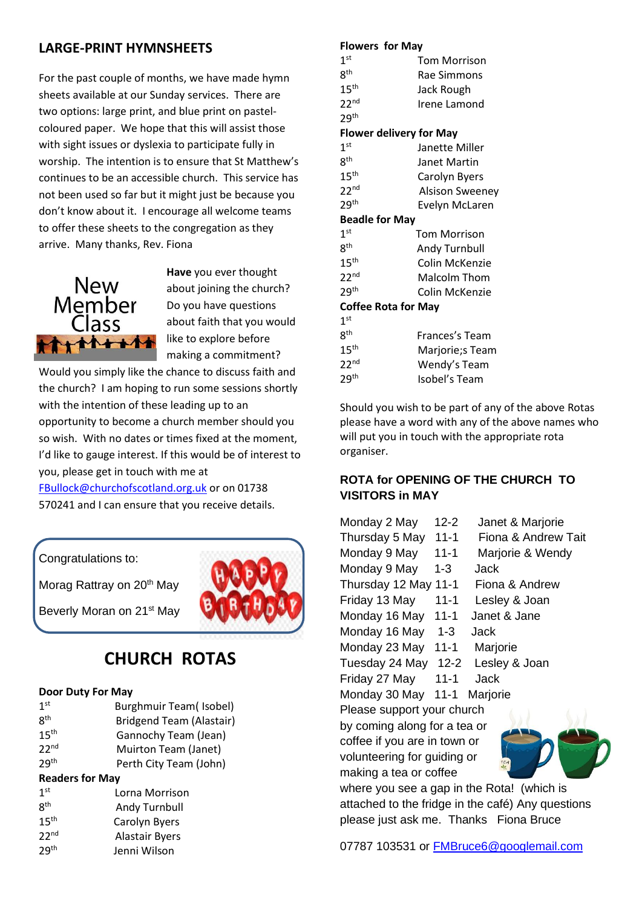## LARGE-PRINT HYMNSHEETS

For the past couple of months, we have made hymn sheets available at our Sunday services. There are two options: large print, and blue print on pastel-coloured paper. We hope that this will assist those with sight issues or dyslexia to participate fully in worship. The intention is to ensure that St Matthew's continues to be an accessible church. This service has not been used so far but it might just be because you don't know about it. I encourage all welcome teams to offer these sheets to the congregation as they arrive. Many thanks, Rev. Fiona

New Member Class

**Have** you ever thought about joining the church? Do you have questions about faith that you would like to explore before making a commitment? Would you simply like the chance to discuss faith and the church? I am hoping to run some sessions shortly with the intention of these leading up to an opportunity to become a church member should you so wish. With no dates or times fixed at the moment, I'd like to gauge interest. If this would be of interest to you, please get in touch with me at FBullock@churchofscotland.org.uk or on 01738 570241 and I can ensure that you receive details.

Congratulations to:

Morag Rattray on 20th May

Beverly Moran on 21st May

HAPPY BIRTHDAY

## CHURCH ROTAS

**Door Duty For May**

| | |
|---|---|
| 1st | Burghmuir Team( Isobel) |
| 8th | Bridgend Team (Alastair) |
| 15th | Gannochy Team (Jean) |
| 22nd | Muirton Team (Janet) |
| 29th | Perth City Team (John) |

**Readers for May**

| | |
|---|---|
| 1st | Lorna Morrison |
| 8th | Andy Turnbull |
| 15th | Carolyn Byers |
| 22nd | Alastair Byers |
| 29th | Jenni Wilson |

**Flowers for May**

| | |
|---|---|
| 1st | Tom Morrison |
| 8th | Rae Simmons |
| 15th | Jack Rough |
| 22nd | Irene Lamond |
| 29th | |

**Flower delivery for May**

| | |
|---|---|
| 1st | Janette Miller |
| 8th | Janet Martin |
| 15th | Carolyn Byers |
| 22nd | Alsison Sweeney |
| 29th | Evelyn McLaren |

**Beadle for May**

| | |
|---|---|
| 1st | Tom Morrison |
| 8th | Andy Turnbull |
| 15th | Colin McKenzie |
| 22nd | Malcolm Thom |
| 29th | Colin McKenzie |

**Coffee Rota for May**

| | |
|---|---|
| 1st | |
| 8th | Frances's Team |
| 15th | Marjorie;s Team |
| 22nd | Wendy's Team |
| 29th | Isobel's Team |

Should you wish to be part of any of the above Rotas please have a word with any of the above names who will put you in touch with the appropriate rota organiser.

### ROTA for OPENING OF THE CHURCH TO VISITORS in MAY

| | | |
|---|---|---|
| Monday 2 May | 12-2 | Janet & Marjorie |
| Thursday 5 May | 11-1 | Fiona & Andrew Tait |
| Monday 9 May | 11-1 | Marjorie & Wendy |
| Monday 9 May | 1-3 | Jack |
| Thursday 12 May | 11-1 | Fiona & Andrew |
| Friday 13 May | 11-1 | Lesley & Joan |
| Monday 16 May | 11-1 | Janet & Jane |
| Monday 16 May | 1-3 | Jack |
| Monday 23 May | 11-1 | Marjorie |
| Tuesday 24 May | 12-2 | Lesley & Joan |
| Friday 27 May | 11-1 | Jack |
| Monday 30 May | 11-1 | Marjorie |

Please support your church by coming along for a tea or coffee if you are in town or volunteering for guiding or making a tea or coffee where you see a gap in the Rota! (which is attached to the fridge in the café) Any questions please just ask me. Thanks Fiona Bruce

07787 103531 or FMBruce6@googlemail.com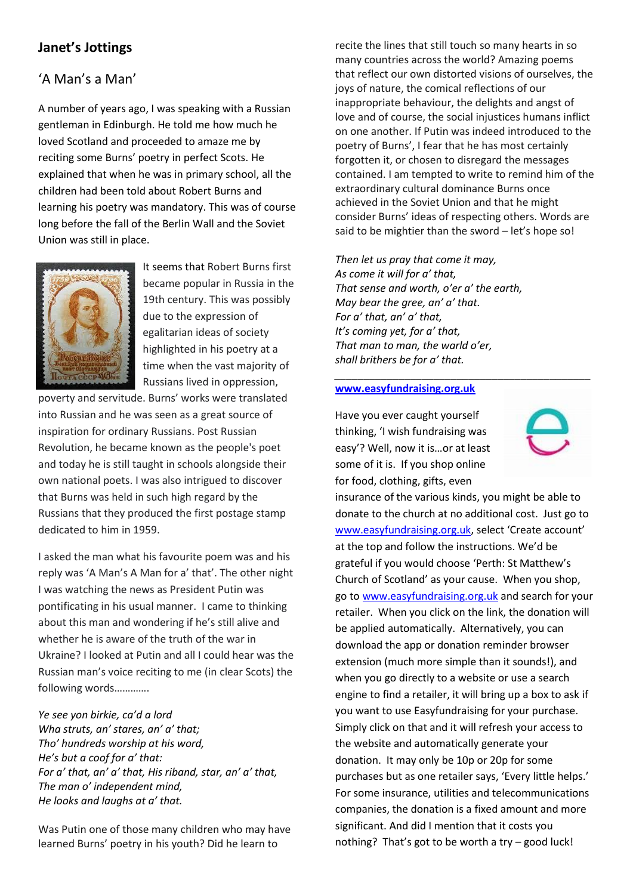## Janet's Jottings

### 'A Man's a Man'

A number of years ago, I was speaking with a Russian gentleman in Edinburgh. He told me how much he loved Scotland and proceeded to amaze me by reciting some Burns' poetry in perfect Scots. He explained that when he was in primary school, all the children had been told about Robert Burns and learning his poetry was mandatory. This was of course long before the fall of the Berlin Wall and the Soviet Union was still in place.

It seems that Robert Burns first became popular in Russia in the 19th century. This was possibly due to the expression of egalitarian ideas of society highlighted in his poetry at a time when the vast majority of Russians lived in oppression, poverty and servitude. Burns' works were translated into Russian and he was seen as a great source of inspiration for ordinary Russians. Post Russian Revolution, he became known as the people's poet and today he is still taught in schools alongside their own national poets. I was also intrigued to discover that Burns was held in such high regard by the Russians that they produced the first postage stamp dedicated to him in 1959.

I asked the man what his favourite poem was and his reply was 'A Man's A Man for a' that'. The other night I was watching the news as President Putin was pontificating in his usual manner. I came to thinking about this man and wondering if he's still alive and whether he is aware of the truth of the war in the Ukraine? I looked at Putin and all I could hear was the Russian man's voice reciting to me (in clear Scots) the following words…………

*Ye see yon birkie, ca'd a lord*
*Wha struts, an' stares, an' a' that;*
*Tho' hundreds worship at his word,*
*He's but a coof for a' that:*
*For a' that, an' a' that, His riband, star, an' a' that,*
*The man o' independent mind,*
*He looks and laughs at a' that.*

Was Putin one of those many children who may have learned Burns' poetry in his youth? Did he learn to recite the lines that still touch so many hearts in so many countries across the world? Amazing poems that reflect our own distorted visions of ourselves, the joys of nature, the comical reflections of our inappropriate behaviour, the delights and angst of love and of course, the social injustices humans inflict on one another. If Putin was indeed introduced to the poetry of Burns', I fear that he has most certainly forgotten it, or chosen to disregard the messages contained. I am tempted to write to remind him of the extraordinary cultural dominance Burns once achieved in the Soviet Union and that he might consider Burns' ideas of respecting others. Words are said to be mightier than the sword – let's hope so!

*Then let us pray that come it may,*
*As come it will for a' that,*
*That sense and worth, o'er a' the earth,*
*May bear the gree, an' a' that.*
*For a' that, an' a' that,*
*It's coming yet, for a' that,*
*That man to man, the world o'er,*
*shall brithers be for a' that.*

---

**[www.easyfundraising.org.uk](http://www.easyfundraising.org.uk)**

Have you ever caught yourself thinking, 'I wish fundraising was easy'? Well, now it is…or at least some of it is. If you shop online for food, clothing, gifts, even insurance of the various kinds, you might be able to donate to the church at no additional cost. Just go to [www.easyfundraising.org.uk](http://www.easyfundraising.org.uk), select 'Create account' at the top and follow the instructions. We'd be grateful if you would choose 'Perth: St Matthew's Church of Scotland' as your cause. When you shop, go to [www.easyfundraising.org.uk](http://www.easyfundraising.org.uk) and search for your retailer. When you click on the link, the donation will be applied automatically. Alternatively, you can download the app or donation reminder browser extension (much more simple than it sounds!), and when you go directly to a website or use a search engine to find a retailer, it will bring up a box to ask if you want to use Easyfundraising for your purchase. Simply click on that and it will refresh your access to the website and automatically generate your donation. It may only be 10p or 20p for some purchases but as one retailer says, 'Every little helps.' For some insurance, utilities and telecommunications companies, the donation is a fixed amount and more significant. And did I mention that it costs you nothing? That's got to be worth a try – good luck!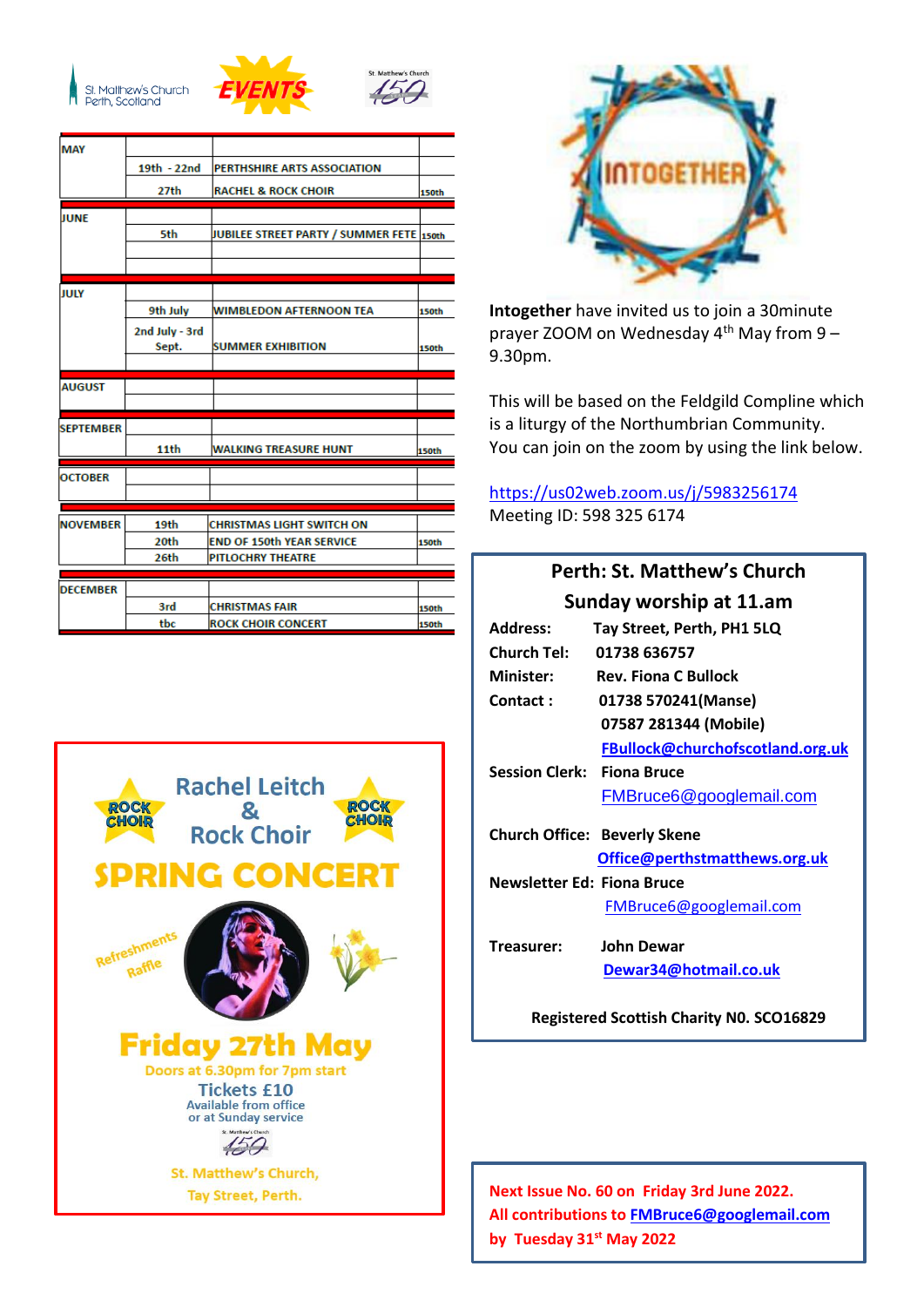St. Matthew's Church Perth, Scotland

**EVENTS**

St. Matthew's Church 150

| | | | |
|---|---|---|---|
| MAY | | | |
| | 19th - 22nd | PERTHSHIRE ARTS ASSOCIATION | |
| | 27th | RACHEL & ROCK CHOIR | 150th |
| JUNE | | | |
| | 5th | JUBILEE STREET PARTY / SUMMER FETE | 150th |
| JULY | | | |
| | 9th July | WIMBLEDON AFTERNOON TEA | 150th |
| | 2nd July - 3rd Sept. | SUMMER EXHIBITION | 150th |
| AUGUST | | | |
| SEPTEMBER | | | |
| | 11th | WALKING TREASURE HUNT | 150th |
| OCTOBER | | | |
| NOVEMBER | 19th | CHRISTMAS LIGHT SWITCH ON | |
| | 20th | END OF 150th YEAR SERVICE | 150th |
| | 26th | PITLOCHRY THEATRE | |
| DECEMBER | | | |
| | 3rd | CHRISTMAS FAIR | 150th |
| | tbc | ROCK CHOIR CONCERT | 150th |

ROCK CHOIR

## Rachel Leitch & Rock Choir

## SPRING CONCERT

Refreshments
Raffle

**Friday 27th May**

Doors at 6.30pm for 7pm start

**Tickets £10**
Available from office or at Sunday service

St. Matthew's Church, Tay Street, Perth.

INTOGETHER

**Integether** have invited us to join a 30minute prayer ZOOM on Wednesday 4th May from 9 – 9.30pm.

This will be based on the Feldgild Compline which is a liturgy of the Northumbrian Community. You can join on the zoom by using the link below.

https://us02web.zoom.us/j/5983256174
Meeting ID: 598 325 6174

**Perth: St. Matthew's Church**
**Sunday worship at 11.am**

**Address:** Tay Street, Perth, PH1 5LQ
**Church Tel:** 01738 636757
**Minister:** Rev. Fiona C Bullock
**Contact :** 01738 570241(Manse)
07587 281344 (Mobile)
FBullock@churchofscotland.org.uk
**Session Clerk:** Fiona Bruce
FMBruce6@googlemail.com

**Church Office:** Beverly Skene
Office@perthstmatthews.org.uk
**Newsletter Ed:** Fiona Bruce
FMBruce6@googlemail.com

**Treasurer:** John Dewar
Dewar34@hotmail.co.uk

**Registered Scottish Charity NO. SCO16829**

**Next Issue No. 60 on Friday 3rd June 2022.**
**All contributions to FMBruce6@googlemail.com**
**by Tuesday 31st May 2022**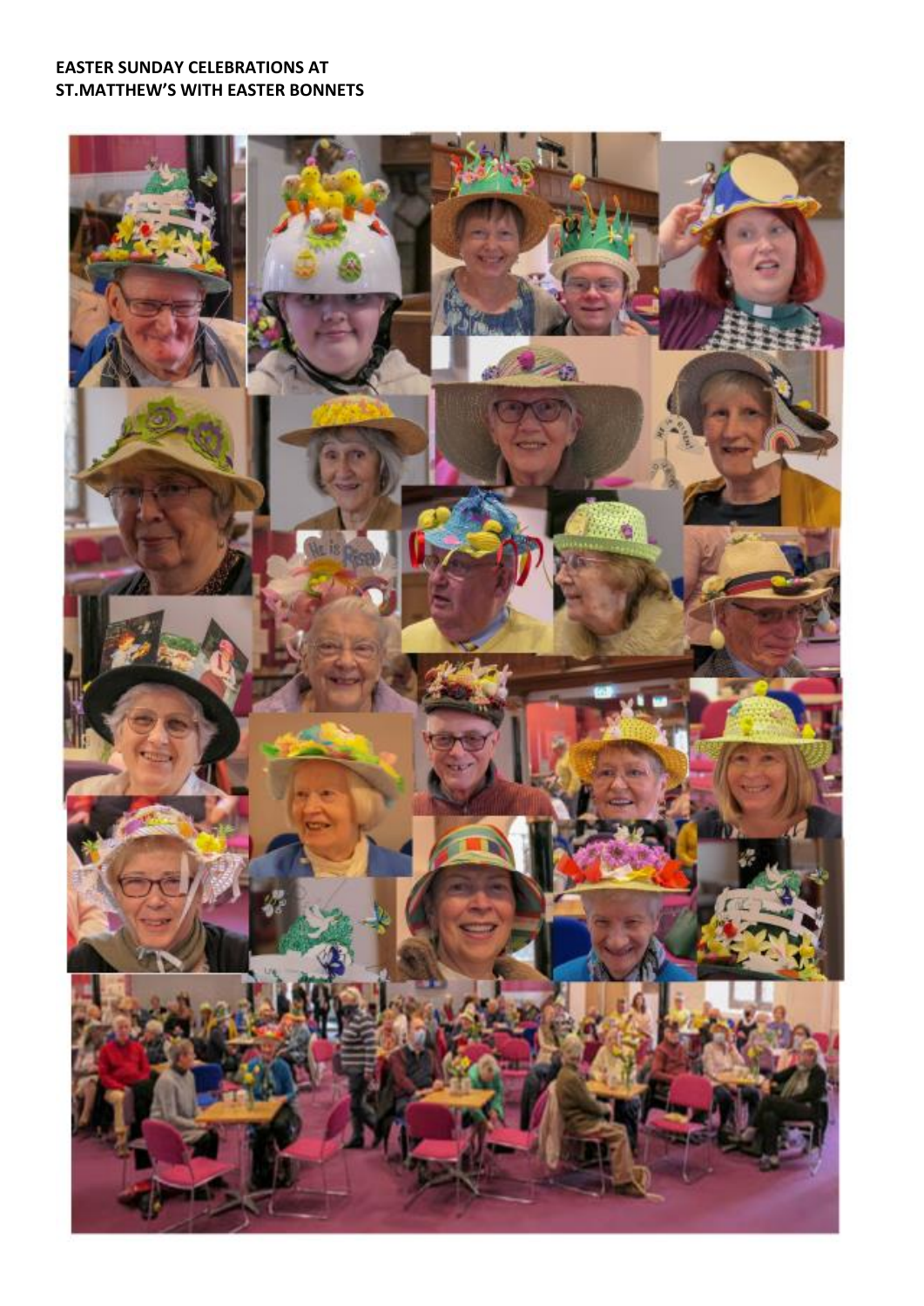**EASTER SUNDAY CELEBRATIONS AT ST.MATTHEW'S WITH EASTER BONNETS**